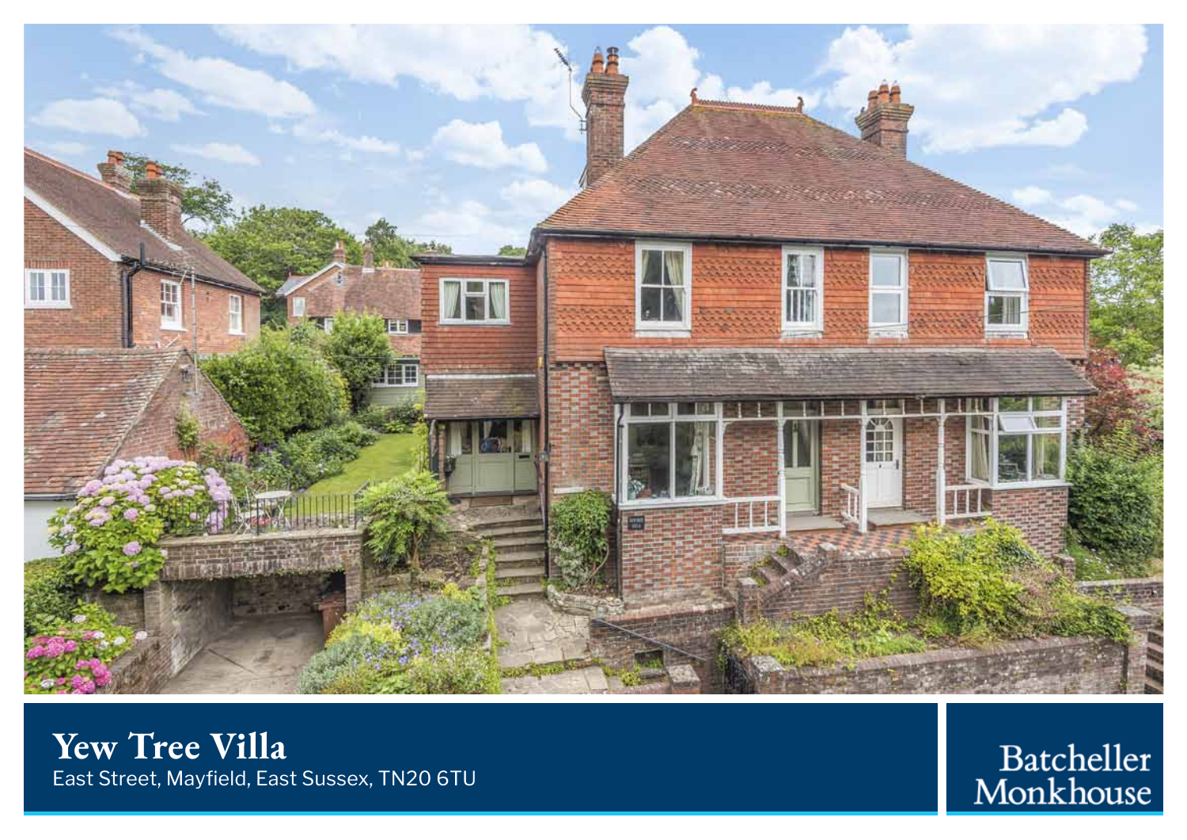# Yew Tree Villa

East Street, Mayfield, East Sussex, TN20 6TU

Batcheller Monkhouse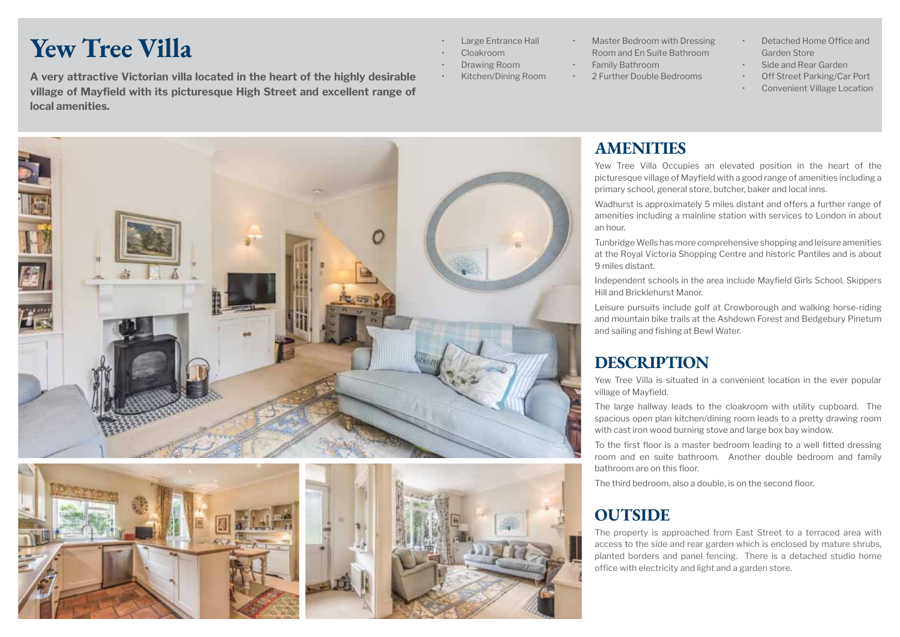# Yew Tree Villa

**A very attractive Victorian villa located in the heart of the highly desirable village of Mayfield with its picturesque High Street and excellent range of local amenities.**

- Large Entrance Hall
- Cloakroom
- Drawing Room
- Kitchen/Dining Room
- Master Bedroom with Dressing Room and En Suite Bathroom
- Family Bathroom
- 2 Further Double Bedrooms
- Detached Home Office and Garden Store
- Side and Rear Garden
- Off Street Parking/Car Port
- Convenient Village Location

## AMENITIES

Yew Tree Villa Occupies an elevated position in the heart of the picturesque village of Mayfield with a good range of amenities including a primary school, general store, butcher, baker and local inns.

Wadhurst is approximately 5 miles distant and offers a further range of amenities including a mainline station with services to London in about an hour.

Tunbridge Wells has more comprehensive shopping and leisure amenities at the Royal Victoria Shopping Centre and historic Pantiles and is about 9 miles distant.

Independent schools in the area include Mayfield Girls School, Skippers Hill and Bricklehurst Manor.

Leisure pursuits include golf at Crowborough and walking horse-riding and mountain bike trails at the Ashdown Forest and Bedgebury Pinetum and sailing and fishing at Bewl Water.

## DESCRIPTION

Yew Tree Villa is situated in a convenient location in the ever popular village of Mayfield.

The large hallway leads to the cloakroom with utility cupboard. The spacious open plan kitchen/dining room leads to a pretty drawing room with cast iron wood burning stove and large box bay window.

To the first floor is a master bedroom leading to a well fitted dressing room and en suite bathroom. Another double bedroom and family bathroom are on this floor.

The third bedroom, also a double, is on the second floor.

## OUTSIDE

The property is approached from East Street to a terraced area with access to the side and rear garden which is enclosed by mature shrubs, planted borders and panel fencing. There is a detached studio home office with electricity and light and a garden store.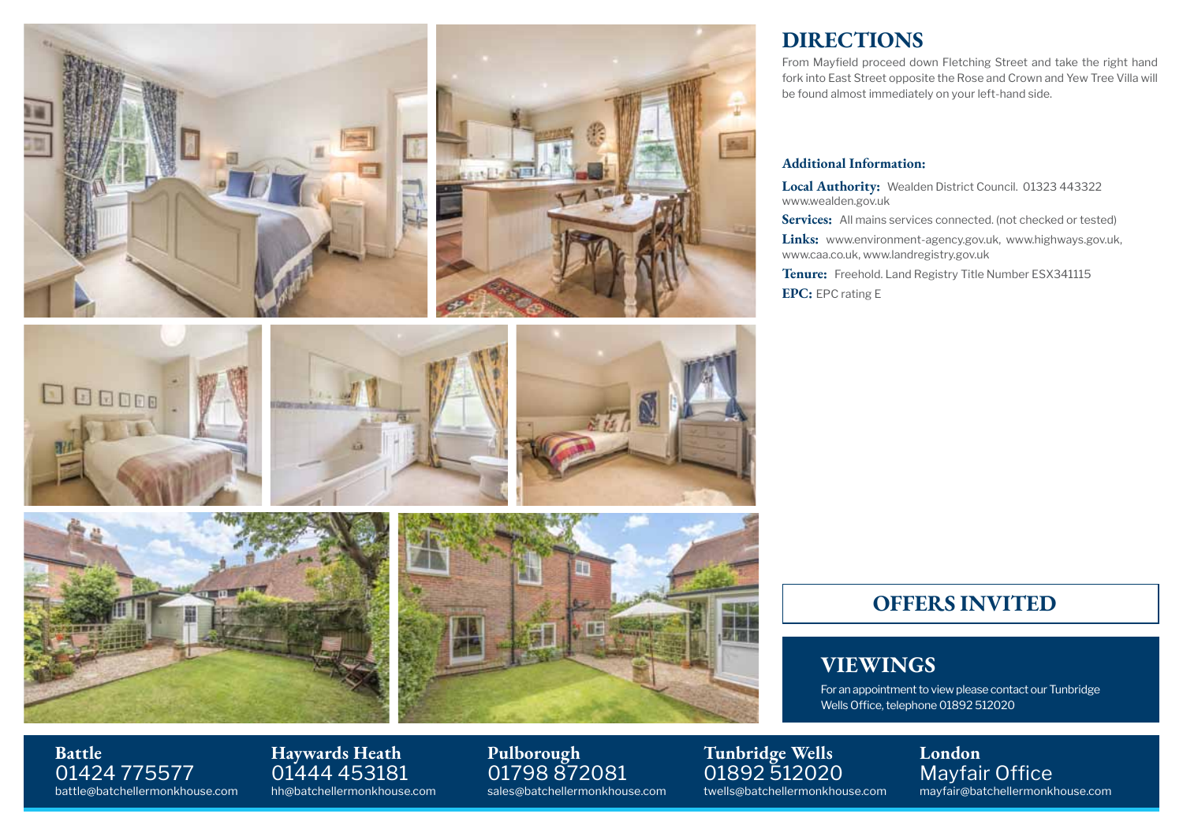## DIRECTIONS

From Mayfield proceed down Fletching Street and take the right hand fork into East Street opposite the Rose and Crown and Yew Tree Villa will be found almost immediately on your left-hand side.

### Additional Information:

**Local Authority:** Wealden District Council. 01323 443322 www.wealden.gov.uk

**Services:** All mains services connected. (not checked or tested)

**Links:** www.environment-agency.gov.uk, www.highways.gov.uk, www.caa.co.uk, www.landregistry.gov.uk

**Tenure:** Freehold. Land Registry Title Number ESX341115

**EPC:** EPC rating E

## OFFERS INVITED

## VIEWINGS

For an appointment to view please contact our Tunbridge Wells Office, telephone 01892 512020

**Battle**
01424 775577
battle@batchellermonkhouse.com

**Haywards Heath**
01444 453181
hh@batchellermonkhouse.com

**Pulborough**
01798 872081
sales@batchellermonkhouse.com

**Tunbridge Wells**
01892 512020
twells@batchellermonkhouse.com

**London**
Mayfair Office
mayfair@batchellermonkhouse.com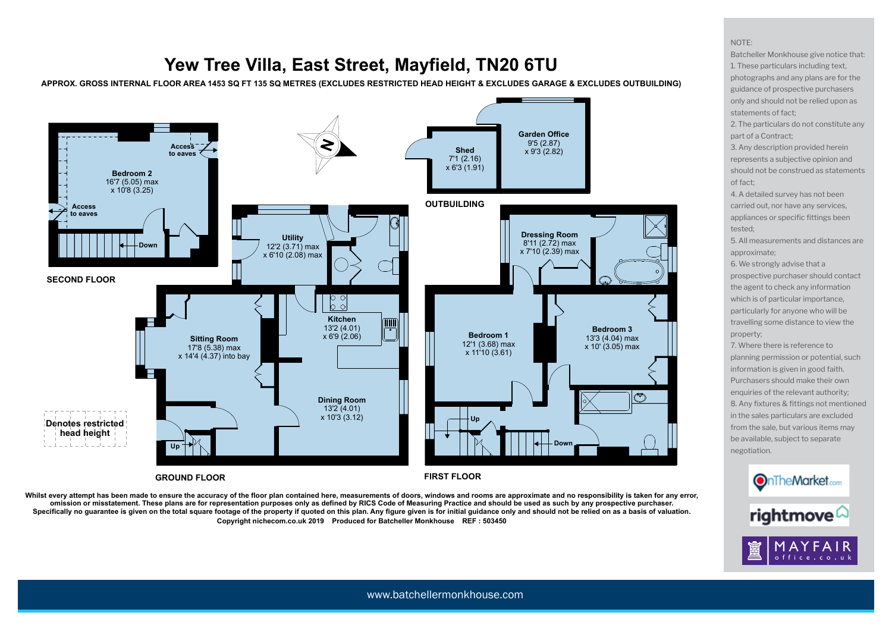# Yew Tree Villa, East Street, Mayfield, TN20 6TU

**APPROX. GROSS INTERNAL FLOOR AREA 1453 SQ FT 135 SQ METRES (EXCLUDES RESTRICTED HEAD HEIGHT & EXCLUDES GARAGE & EXCLUDES OUTBUILDING)**

**SECOND FLOOR**

Bedroom 2
16'7 (5.05) max
x 10'8 (3.25)

Access to eaves

Access to eaves

Down

**GROUND FLOOR**

Utility
12'2 (3.71) max
x 6'10 (2.08) max

Sitting Room
17'8 (5.38) max
x 14'4 (4.37) into bay

Kitchen
13'2 (4.01)
x 6'9 (2.06)

Dining Room
13'2 (4.01)
x 10'3 (3.12)

Up

**OUTBUILDING**

Shed
7'1 (2.16)
x 6'3 (1.91)

Garden Office
9'5 (2.87)
x 9'3 (2.82)

**FIRST FLOOR**

Dressing Room
8'11 (2.72) max
x 7'10 (2.39) max

Bedroom 1
12'1 (3.68) max
x 11'10 (3.61)

Bedroom 3
13'3 (4.04) max
x 10' (3.05) max

Up

Down

Denotes restricted head height

**Whilst every attempt has been made to ensure the accuracy of the floor plan contained here, measurements of doors, windows and rooms are approximate and no responsibility is taken for any error, omission or misstatement. These plans are for representation purposes only as defined by RICS Code of Measuring Practice and should be used as such by any prospective purchaser. Specifically no guarantee is given on the total square footage of the property if quoted on this plan. Any figure given is for initial guidance only and should not be relied on as a basis of valuation.**

**Copyright nichecom.co.uk 2019 Produced for Batcheller Monkhouse REF : 503450**

NOTE:

Batcheller Monkhouse give notice that:

1. These particulars including text, photographs and any plans are for the guidance of prospective purchasers only and should not be relied upon as statements of fact;
2. The particulars do not constitute any part of a Contract;
3. Any description provided herein represents a subjective opinion and should not be construed as statements of fact;
4. A detailed survey has not been carried out, nor have any services, appliances or specific fittings been tested;
5. All measurements and distances are approximate;
6. We strongly advise that a prospective purchaser should contact the agent to check any information which is of particular importance, particularly for anyone who will be travelling some distance to view the property;
7. Where there is reference to planning permission or potential, such information is given in good faith. Purchasers should make their own enquiries of the relevant authority;
8. Any fixtures & fittings not mentioned in the sales particulars are excluded from the sale, but various items may be available, subject to separate negotiation.

OnTheMarket.com

rightmove

MAYFAIR office.co.uk

www.batchellermonkhouse.com